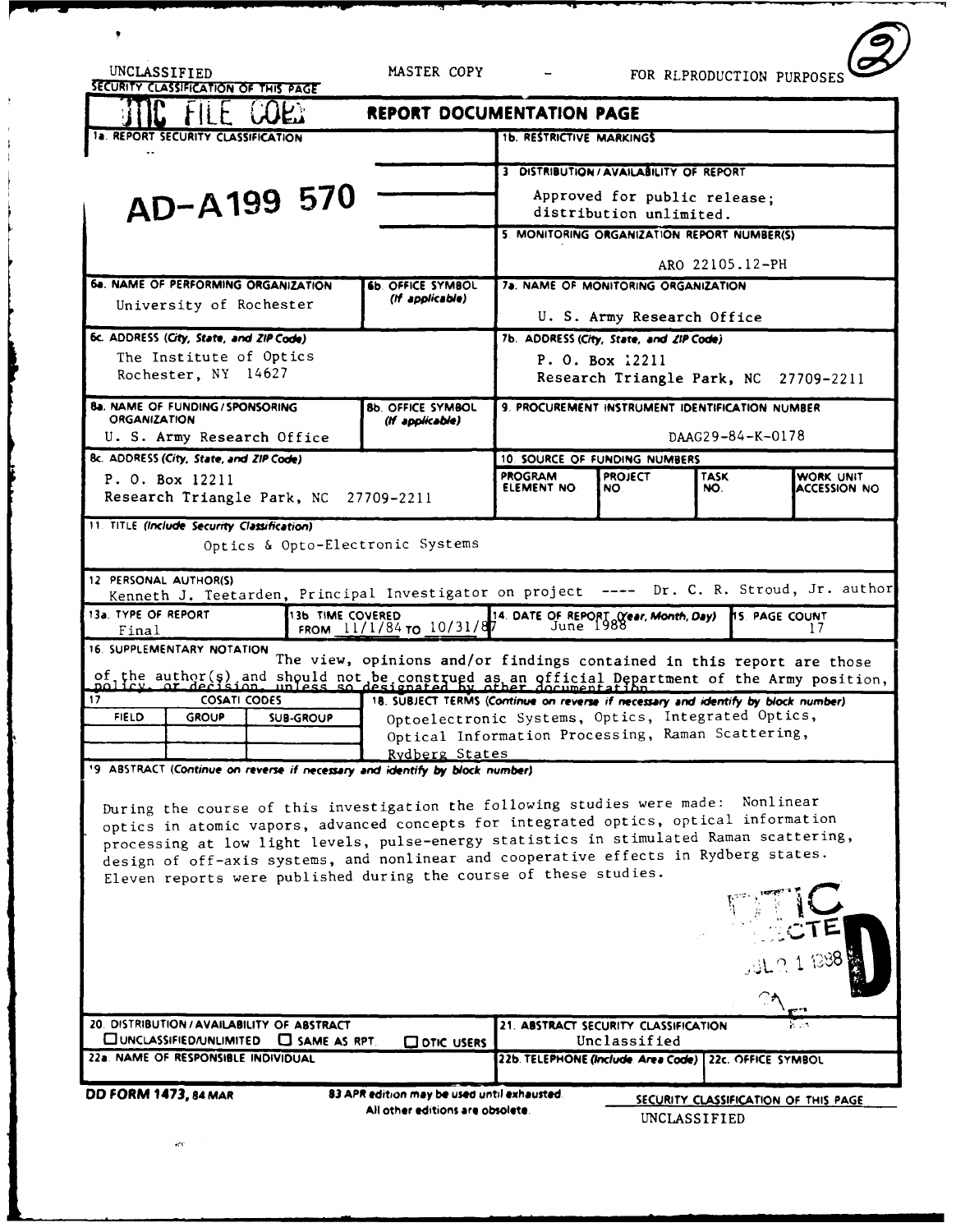UNCLASSIFIED MASTER COPY - FOR REPRODUCTION PURPOSES

SECURITY CLASSIFICATION OF THIS PAGE

DTIC FILE COPY

# REPORT DOCUMENTATION PAGE

AD-A199 570

| | |
|---|---|
| 1a. REPORT SECURITY CLASSIFICATION | 1b. RESTRICTIVE MARKINGS |
| | 3. DISTRIBUTION/AVAILABILITY OF REPORT<br>Approved for public release; distribution unlimited. |
| | 5. MONITORING ORGANIZATION REPORT NUMBER(S)<br>ARO 22105.12-PH |
| 6a. NAME OF PERFORMING ORGANIZATION<br>University of Rochester<br>6b. OFFICE SYMBOL (If applicable) | 7a. NAME OF MONITORING ORGANIZATION<br>U. S. Army Research Office |
| 6c. ADDRESS (City, State, and ZIP Code)<br>The Institute of Optics<br>Rochester, NY 14627 | 7b. ADDRESS (City, State, and ZIP Code)<br>P. O. Box 12211<br>Research Triangle Park, NC 27709-2211 |
| 8a. NAME OF FUNDING/SPONSORING ORGANIZATION<br>U. S. Army Research Office<br>8b. OFFICE SYMBOL (If applicable) | 9. PROCUREMENT INSTRUMENT IDENTIFICATION NUMBER<br>DAAG29-84-K-0178 |
| 8c. ADDRESS (City, State, and ZIP Code)<br>P. O. Box 12211<br>Research Triangle Park, NC 27709-2211 | 10. SOURCE OF FUNDING NUMBERS<br>PROGRAM ELEMENT NO. / PROJECT NO. / TASK NO. / WORK UNIT ACCESSION NO. |

11. TITLE (Include Security Classification)
Optics & Opto-Electronic Systems

12. PERSONAL AUTHOR(S)
Kenneth J. Teetarden, Principal Investigator on project ---- Dr. C. R. Stroud, Jr. author

| 13a. TYPE OF REPORT | 13b. TIME COVERED | 14. DATE OF REPORT (Year, Month, Day) | 15. PAGE COUNT |
|---|---|---|---|
| Final | FROM 11/1/84 TO 10/31/87 | June 1988 | 17 |

16. SUPPLEMENTARY NOTATION
The view, opinions and/or findings contained in this report are those of the author(s) and should not be construed as an official Department of the Army position, policy, or decision, unless so designated by other documentation.

| 17. COSATI CODES | | | 18. SUBJECT TERMS (Continue on reverse if necessary and identify by block number) |
|---|---|---|---|
| FIELD | GROUP | SUB-GROUP | Optoelectronic Systems, Optics, Integrated Optics, Optical Information Processing, Raman Scattering, Rydberg States |

19. ABSTRACT (Continue on reverse if necessary and identify by block number)

During the course of this investigation the following studies were made: Nonlinear optics in atomic vapors, advanced concepts for integrated optics, optical information processing at low light levels, pulse-energy statistics in stimulated Raman scattering, design of off-axis systems, and nonlinear and cooperative effects in Rydberg states. Eleven reports were published during the course of these studies.

DTIC ELECTE JUL 2 1 1988 D

| | |
|---|---|
| 20. DISTRIBUTION/AVAILABILITY OF ABSTRACT<br>☐ UNCLASSIFIED/UNLIMITED ☐ SAME AS RPT. ☐ DTIC USERS | 21. ABSTRACT SECURITY CLASSIFICATION<br>Unclassified |
| 22a. NAME OF RESPONSIBLE INDIVIDUAL | 22b. TELEPHONE (Include Area Code) / 22c. OFFICE SYMBOL |

DD FORM 1473, 84 MAR — 83 APR edition may be used until exhausted. All other editions are obsolete.

SECURITY CLASSIFICATION OF THIS PAGE
UNCLASSIFIED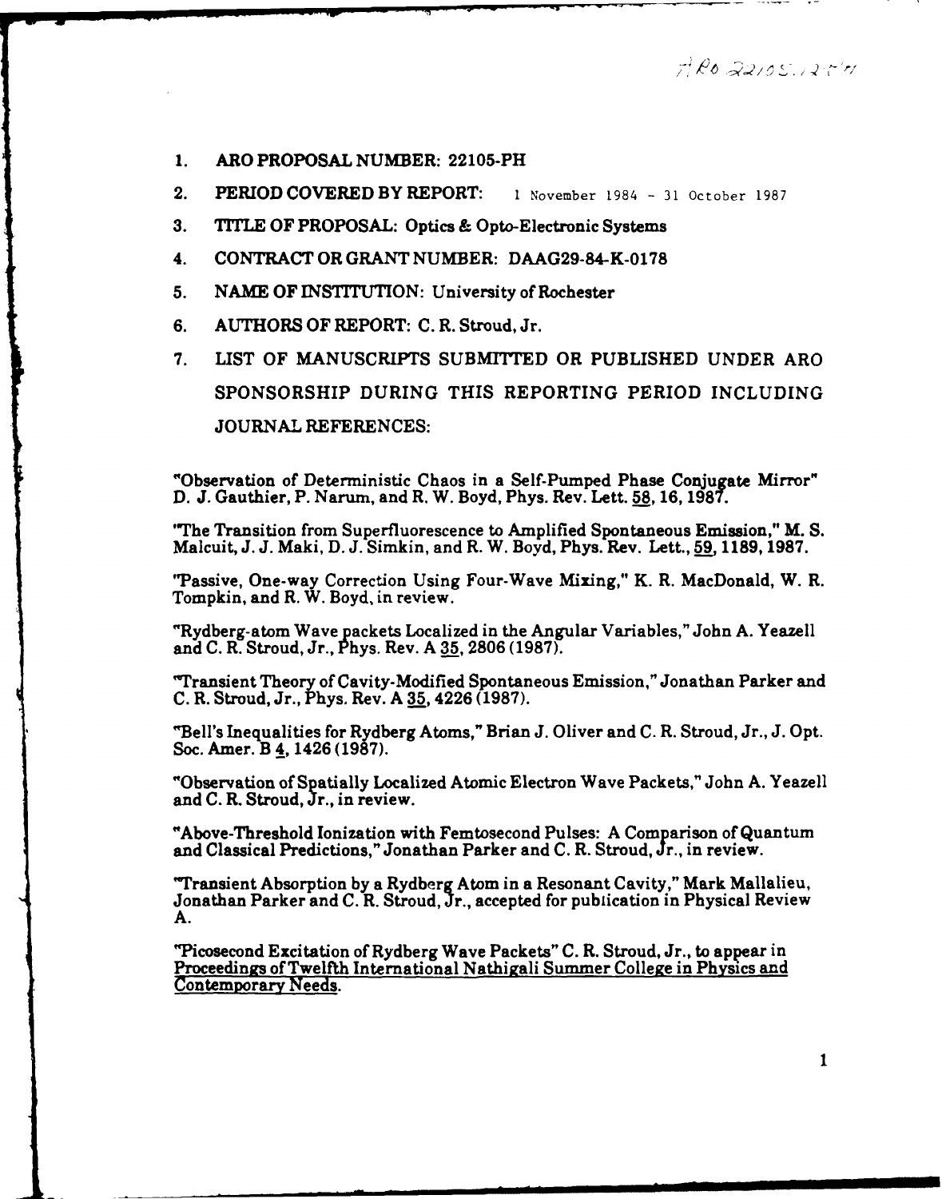ARO 22105.12-PH

1. **ARO PROPOSAL NUMBER: 22105-PH**
2. **PERIOD COVERED BY REPORT:** 1 November 1984 - 31 October 1987
3. **TITLE OF PROPOSAL: Optics & Opto-Electronic Systems**
4. **CONTRACT OR GRANT NUMBER: DAAG29-84-K-0178**
5. **NAME OF INSTITUTION: University of Rochester**
6. **AUTHORS OF REPORT: C. R. Stroud, Jr.**
7. **LIST OF MANUSCRIPTS SUBMITTED OR PUBLISHED UNDER ARO SPONSORSHIP DURING THIS REPORTING PERIOD INCLUDING JOURNAL REFERENCES:**

"Observation of Deterministic Chaos in a Self-Pumped Phase Conjugate Mirror" D. J. Gauthier, P. Narum, and R. W. Boyd, Phys. Rev. Lett. 58, 16, 1987.

"The Transition from Superfluorescence to Amplified Spontaneous Emission," M. S. Malcuit, J. J. Maki, D. J. Simkin, and R. W. Boyd, Phys. Rev. Lett., 59, 1189, 1987.

"Passive, One-way Correction Using Four-Wave Mixing," K. R. MacDonald, W. R. Tompkin, and R. W. Boyd, in review.

"Rydberg-atom Wave packets Localized in the Angular Variables," John A. Yeazell and C. R. Stroud, Jr., Phys. Rev. A 35, 2806 (1987).

"Transient Theory of Cavity-Modified Spontaneous Emission," Jonathan Parker and C. R. Stroud, Jr., Phys. Rev. A 35, 4226 (1987).

"Bell's Inequalities for Rydberg Atoms," Brian J. Oliver and C. R. Stroud, Jr., J. Opt. Soc. Amer. B 4, 1426 (1987).

"Observation of Spatially Localized Atomic Electron Wave Packets," John A. Yeazell and C. R. Stroud, Jr., in review.

"Above-Threshold Ionization with Femtosecond Pulses: A Comparison of Quantum and Classical Predictions," Jonathan Parker and C. R. Stroud, Jr., in review.

"Transient Absorption by a Rydberg Atom in a Resonant Cavity," Mark Mallalieu, Jonathan Parker and C. R. Stroud, Jr., accepted for publication in Physical Review A.

"Picosecond Excitation of Rydberg Wave Packets" C. R. Stroud, Jr., to appear in Proceedings of Twelfth International Nathigali Summer College in Physics and Contemporary Needs.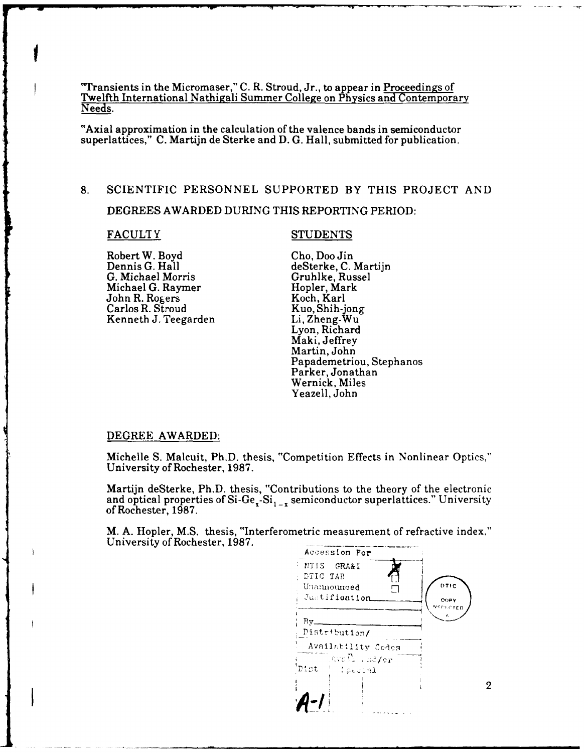"Transients in the Micromaser," C. R. Stroud, Jr., to appear in Proceedings of Twelfth International Nathigali Summer College on Physics and Contemporary Needs.

"Axial approximation in the calculation of the valence bands in semiconductor superlattices," C. Martijn de Sterke and D. G. Hall, submitted for publication.

## 8. SCIENTIFIC PERSONNEL SUPPORTED BY THIS PROJECT AND DEGREES AWARDED DURING THIS REPORTING PERIOD:

| FACULTY | STUDENTS |
| --- | --- |
| Robert W. Boyd | Cho, Doo Jin |
| Dennis G. Hall | deSterke, C. Martijn |
| G. Michael Morris | Gruhlke, Russel |
| Michael G. Raymer | Hopler, Mark |
| John R. Rogers | Koch, Karl |
| Carlos R. Stroud | Kuo, Shih-jong |
| Kenneth J. Teegarden | Li, Zheng-Wu |
| | Lyon, Richard |
| | Maki, Jeffrey |
| | Martin, John |
| | Papademetriou, Stephanos |
| | Parker, Jonathan |
| | Wernick, Miles |
| | Yeazell, John |

DEGREE AWARDED:

Michelle S. Malcuit, Ph.D. thesis, "Competition Effects in Nonlinear Optics," University of Rochester, 1987.

Martijn deSterke, Ph.D. thesis, "Contributions to the theory of the electronic and optical properties of Si-$Ge_x$-$Si_{1-x}$ semiconductor superlattices." University of Rochester, 1987.

M. A. Hopler, M.S. thesis, "Interferometric measurement of refractive index," University of Rochester, 1987.

| Accession For | |
| --- | --- |
| NTIS GRA&I | ☒ |
| DTIC TAB | ☐ |
| Unannounced | ☐ |
| Justification | |
| By | |
| Distribution/ | |
| Availability Codes | |
| Dist | Avail and/or Special |
| A-1 | |

DTIC COPY INSPECTED 6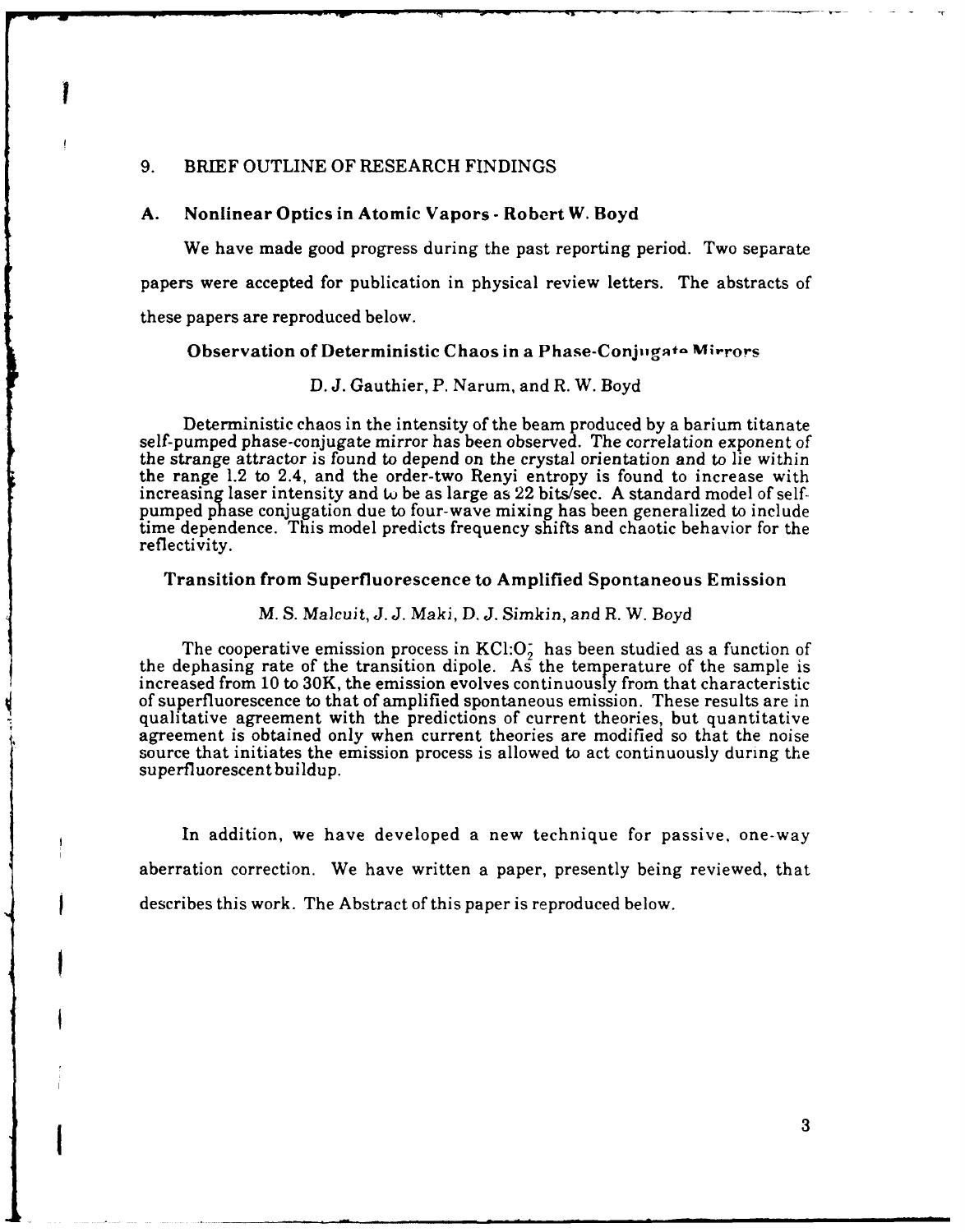## 9. BRIEF OUTLINE OF RESEARCH FINDINGS

### A. Nonlinear Optics in Atomic Vapors - Robert W. Boyd

We have made good progress during the past reporting period. Two separate papers were accepted for publication in physical review letters. The abstracts of these papers are reproduced below.

#### Observation of Deterministic Chaos in a Phase-Conjugate Mirrors

D. J. Gauthier, P. Narum, and R. W. Boyd

Deterministic chaos in the intensity of the beam produced by a barium titanate self-pumped phase-conjugate mirror has been observed. The correlation exponent of the strange attractor is found to depend on the crystal orientation and to lie within the range 1.2 to 2.4, and the order-two Renyi entropy is found to increase with increasing laser intensity and to be as large as 22 bits/sec. A standard model of self-pumped phase conjugation due to four-wave mixing has been generalized to include time dependence. This model predicts frequency shifts and chaotic behavior for the reflectivity.

#### Transition from Superfluorescence to Amplified Spontaneous Emission

M. S. Malcuit, J. J. Maki, D. J. Simkin, and R. W. Boyd

The cooperative emission process in $KCl{:}O_2^-$ has been studied as a function of the dephasing rate of the transition dipole. As the temperature of the sample is increased from 10 to 30K, the emission evolves continuously from that characteristic of superfluorescence to that of amplified spontaneous emission. These results are in qualitative agreement with the predictions of current theories, but quantitative agreement is obtained only when current theories are modified so that the noise source that initiates the emission process is allowed to act continuously during the superfluorescent buildup.

In addition, we have developed a new technique for passive, one-way aberration correction. We have written a paper, presently being reviewed, that describes this work. The Abstract of this paper is reproduced below.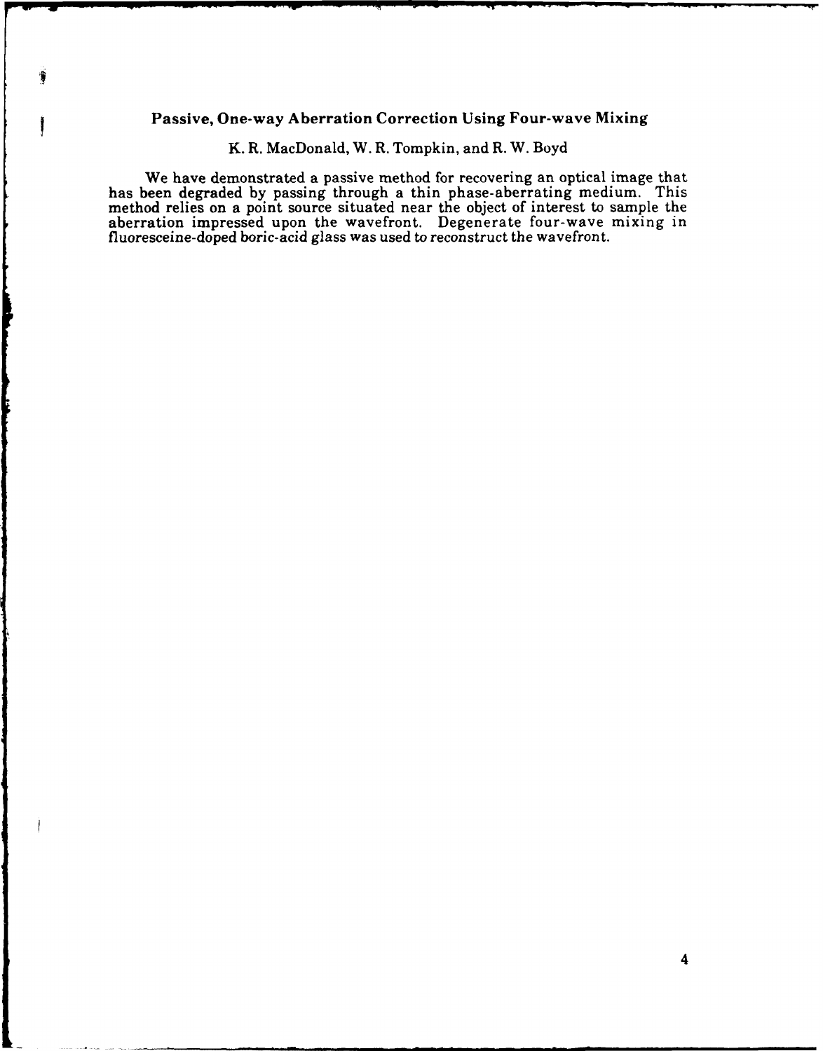## Passive, One-way Aberration Correction Using Four-wave Mixing

K. R. MacDonald, W. R. Tompkin, and R. W. Boyd

We have demonstrated a passive method for recovering an optical image that has been degraded by passing through a thin phase-aberrating medium. This method relies on a point source situated near the object of interest to sample the aberration impressed upon the wavefront. Degenerate four-wave mixing in fluoresceine-doped boric-acid glass was used to reconstruct the wavefront.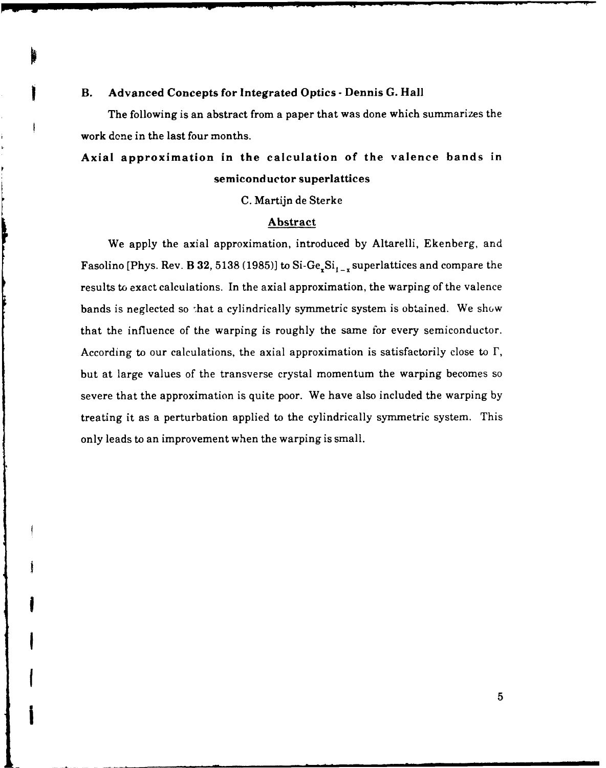## B. Advanced Concepts for Integrated Optics - Dennis G. Hall

The following is an abstract from a paper that was done which summarizes the work done in the last four months.

### Axial approximation in the calculation of the valence bands in semiconductor superlattices

C. Martijn de Sterke

#### Abstract

We apply the axial approximation, introduced by Altarelli, Ekenberg, and Fasolino [Phys. Rev. **B 32**, 5138 (1985)] to Si-$Ge_xSi_{1-x}$ superlattices and compare the results to exact calculations. In the axial approximation, the warping of the valence bands is neglected so that a cylindrically symmetric system is obtained. We show that the influence of the warping is roughly the same for every semiconductor. According to our calculations, the axial approximation is satisfactorily close to $\Gamma$, but at large values of the transverse crystal momentum the warping becomes so severe that the approximation is quite poor. We have also included the warping by treating it as a perturbation applied to the cylindrically symmetric system. This only leads to an improvement when the warping is small.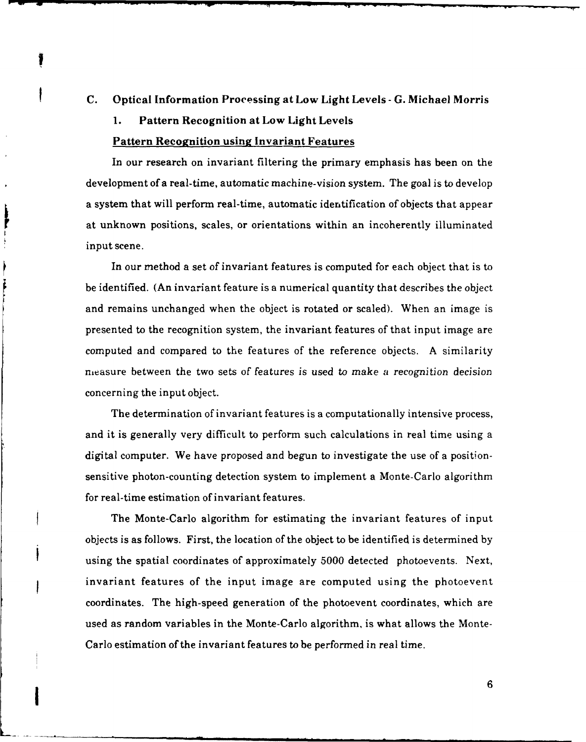## C. Optical Information Processing at Low Light Levels - G. Michael Morris

### 1. Pattern Recognition at Low Light Levels

#### Pattern Recognition using Invariant Features

In our research on invariant filtering the primary emphasis has been on the development of a real-time, automatic machine-vision system. The goal is to develop a system that will perform real-time, automatic identification of objects that appear at unknown positions, scales, or orientations within an incoherently illuminated input scene.

In our method a set of invariant features is computed for each object that is to be identified. (An invariant feature is a numerical quantity that describes the object and remains unchanged when the object is rotated or scaled). When an image is presented to the recognition system, the invariant features of that input image are computed and compared to the features of the reference objects. A similarity measure between the two sets of features is used to make a recognition decision concerning the input object.

The determination of invariant features is a computationally intensive process, and it is generally very difficult to perform such calculations in real time using a digital computer. We have proposed and begun to investigate the use of a position-sensitive photon-counting detection system to implement a Monte-Carlo algorithm for real-time estimation of invariant features.

The Monte-Carlo algorithm for estimating the invariant features of input objects is as follows. First, the location of the object to be identified is determined by using the spatial coordinates of approximately 5000 detected photoevents. Next, invariant features of the input image are computed using the photoevent coordinates. The high-speed generation of the photoevent coordinates, which are used as random variables in the Monte-Carlo algorithm, is what allows the Monte-Carlo estimation of the invariant features to be performed in real time.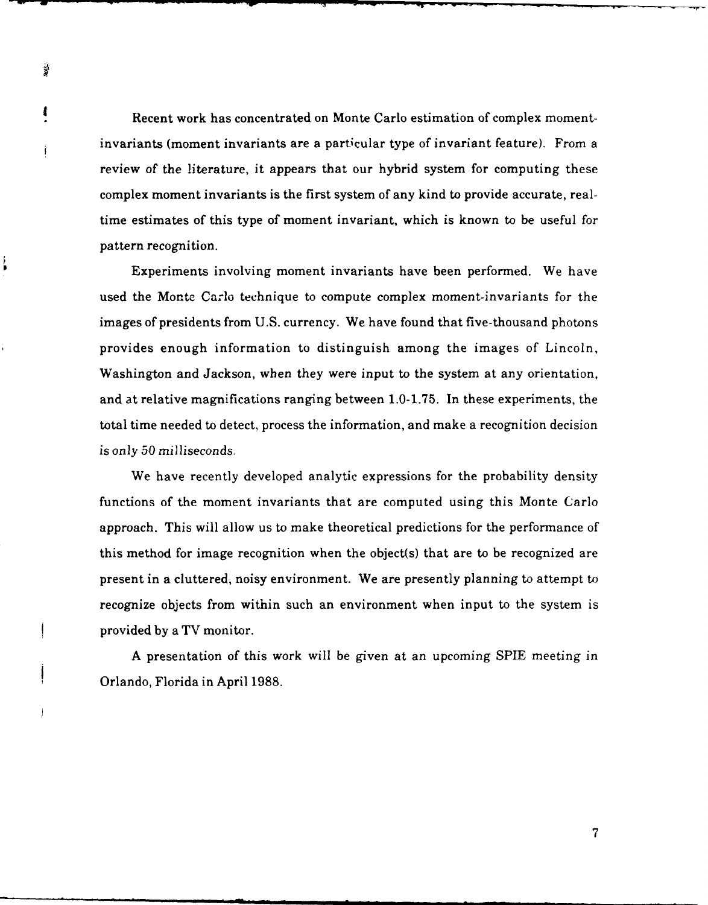Recent work has concentrated on Monte Carlo estimation of complex moment-invariants (moment invariants are a particular type of invariant feature). From a review of the literature, it appears that our hybrid system for computing these complex moment invariants is the first system of any kind to provide accurate, real-time estimates of this type of moment invariant, which is known to be useful for pattern recognition.

Experiments involving moment invariants have been performed. We have used the Monte Carlo technique to compute complex moment-invariants for the images of presidents from U.S. currency. We have found that five-thousand photons provides enough information to distinguish among the images of Lincoln, Washington and Jackson, when they were input to the system at any orientation, and at relative magnifications ranging between 1.0-1.75. In these experiments, the total time needed to detect, process the information, and make a recognition decision is *only 50 milliseconds*.

We have recently developed analytic expressions for the probability density functions of the moment invariants that are computed using this Monte Carlo approach. This will allow us to make theoretical predictions for the performance of this method for image recognition when the object(s) that are to be recognized are present in a cluttered, noisy environment. We are presently planning to attempt to recognize objects from within such an environment when input to the system is provided by a TV monitor.

A presentation of this work will be given at an upcoming SPIE meeting in Orlando, Florida in April 1988.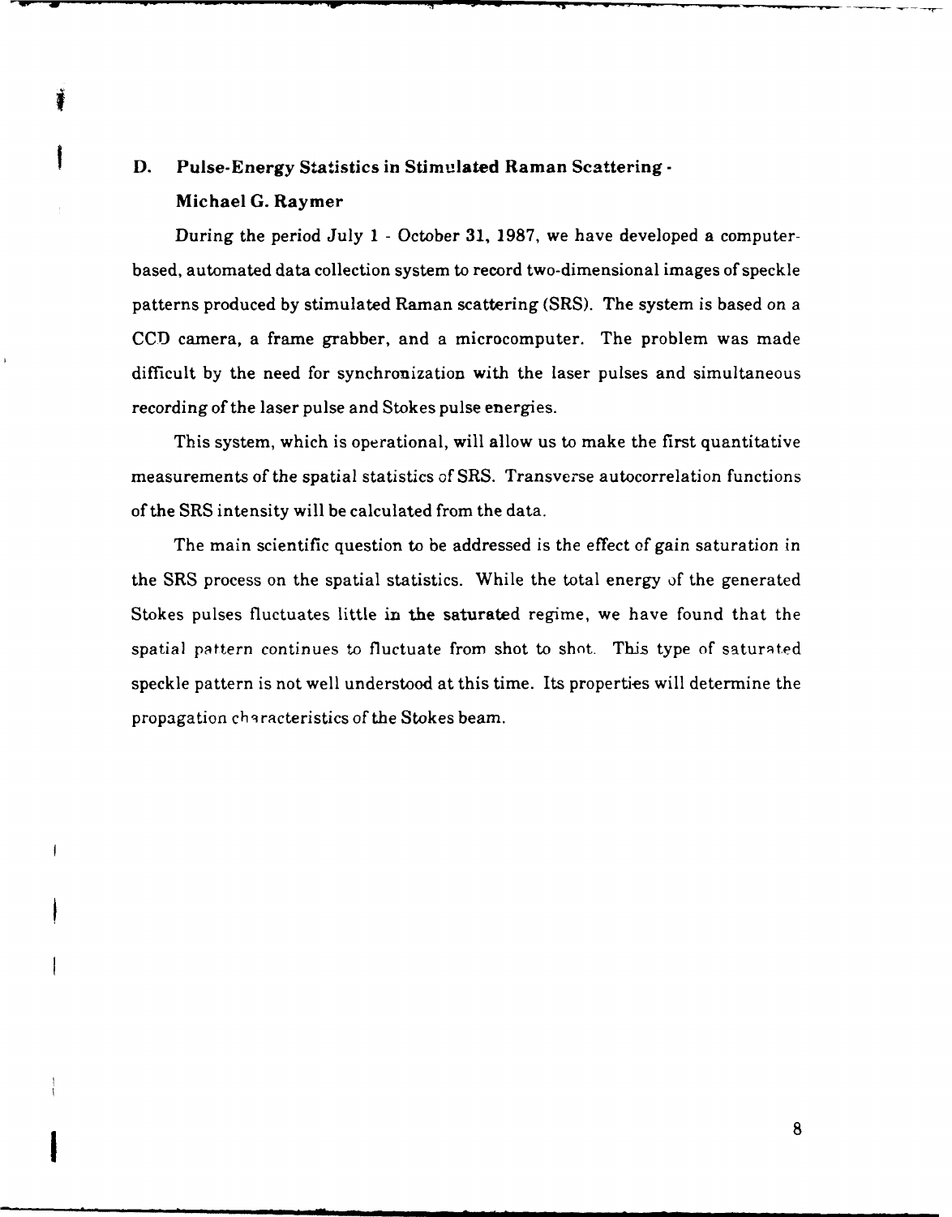## D. Pulse-Energy Statistics in Stimulated Raman Scattering - Michael G. Raymer

During the period July 1 - October 31, 1987, we have developed a computer-based, automated data collection system to record two-dimensional images of speckle patterns produced by stimulated Raman scattering (SRS). The system is based on a CCD camera, a frame grabber, and a microcomputer. The problem was made difficult by the need for synchronization with the laser pulses and simultaneous recording of the laser pulse and Stokes pulse energies.

This system, which is operational, will allow us to make the first quantitative measurements of the spatial statistics of SRS. Transverse autocorrelation functions of the SRS intensity will be calculated from the data.

The main scientific question to be addressed is the effect of gain saturation in the SRS process on the spatial statistics. While the total energy of the generated Stokes pulses fluctuates little in the saturated regime, we have found that the spatial pattern continues to fluctuate from shot to shot. This type of saturated speckle pattern is not well understood at this time. Its properties will determine the propagation characteristics of the Stokes beam.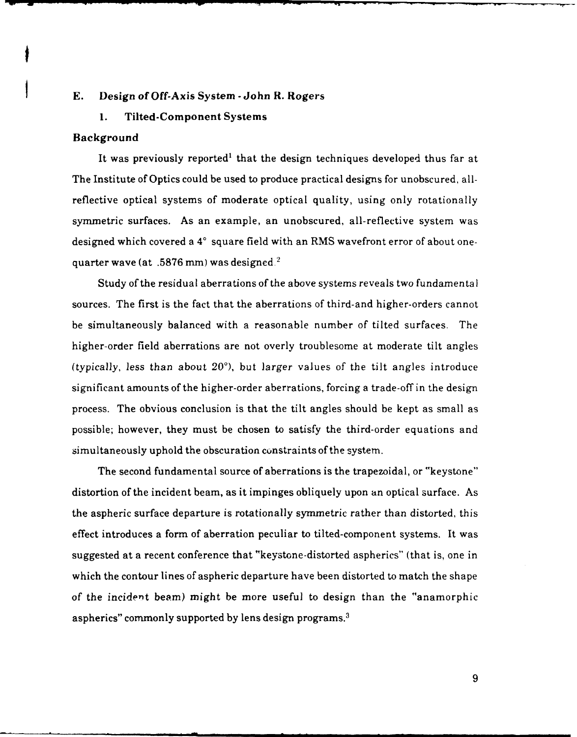## E. Design of Off-Axis System - John R. Rogers

### 1. Tilted-Component Systems

#### Background

It was previously reported[1] that the design techniques developed thus far at The Institute of Optics could be used to produce practical designs for unobscured, all-reflective optical systems of moderate optical quality, using only rotationally symmetric surfaces. As an example, an unobscured, all-reflective system was designed which covered a 4° square field with an RMS wavefront error of about one-quarter wave (at .5876 mm) was designed.[2]

Study of the residual aberrations of the above systems reveals two fundamental sources. The first is the fact that the aberrations of third-and higher-orders cannot be simultaneously balanced with a reasonable number of tilted surfaces. The higher-order field aberrations are not overly troublesome at moderate tilt angles (typically, less than about 20°), but larger values of the tilt angles introduce significant amounts of the higher-order aberrations, forcing a trade-off in the design process. The obvious conclusion is that the tilt angles should be kept as small as possible; however, they must be chosen to satisfy the third-order equations and simultaneously uphold the obscuration constraints of the system.

The second fundamental source of aberrations is the trapezoidal, or "keystone" distortion of the incident beam, as it impinges obliquely upon an optical surface. As the aspheric surface departure is rotationally symmetric rather than distorted, this effect introduces a form of aberration peculiar to tilted-component systems. It was suggested at a recent conference that "keystone-distorted aspherics" (that is, one in which the contour lines of aspheric departure have been distorted to match the shape of the incident beam) might be more useful to design than the "anamorphic aspherics" commonly supported by lens design programs.[3]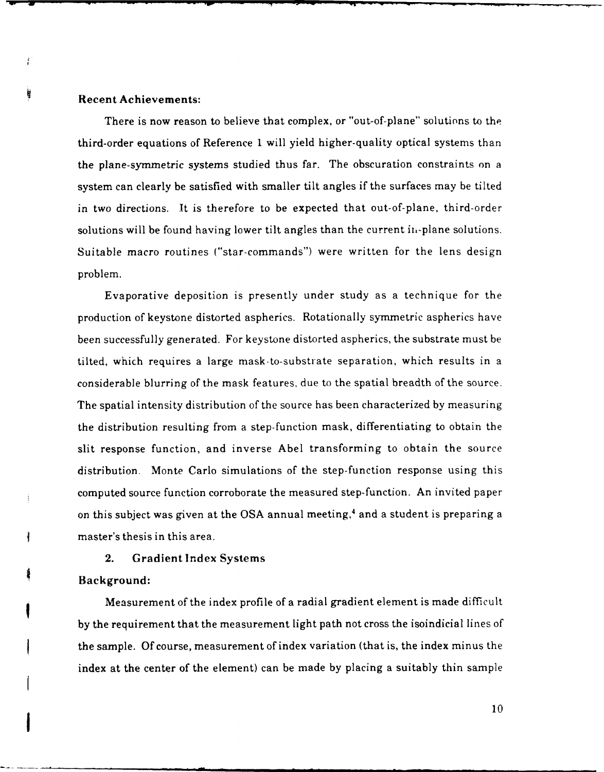**Recent Achievements:**

There is now reason to believe that complex, or "out-of-plane" solutions to the third-order equations of Reference 1 will yield higher-quality optical systems than the plane-symmetric systems studied thus far. The obscuration constraints on a system can clearly be satisfied with smaller tilt angles if the surfaces may be tilted in two directions. It is therefore to be expected that out-of-plane, third-order solutions will be found having lower tilt angles than the current in-plane solutions. Suitable macro routines ("star-commands") were written for the lens design problem.

Evaporative deposition is presently under study as a technique for the production of keystone distorted aspherics. Rotationally symmetric aspherics have been successfully generated. For keystone distorted aspherics, the substrate must be tilted, which requires a large mask-to-substrate separation, which results in a considerable blurring of the mask features, due to the spatial breadth of the source. The spatial intensity distribution of the source has been characterized by measuring the distribution resulting from a step-function mask, differentiating to obtain the slit response function, and inverse Abel transforming to obtain the source distribution. Monte Carlo simulations of the step-function response using this computed source function corroborate the measured step-function. An invited paper on this subject was given at the OSA annual meeting,[4] and a student is preparing a master's thesis in this area.

## 2. Gradient Index Systems

**Background:**

Measurement of the index profile of a radial gradient element is made difficult by the requirement that the measurement light path not cross the isoindicial lines of the sample. Of course, measurement of index variation (that is, the index minus the index at the center of the element) can be made by placing a suitably thin sample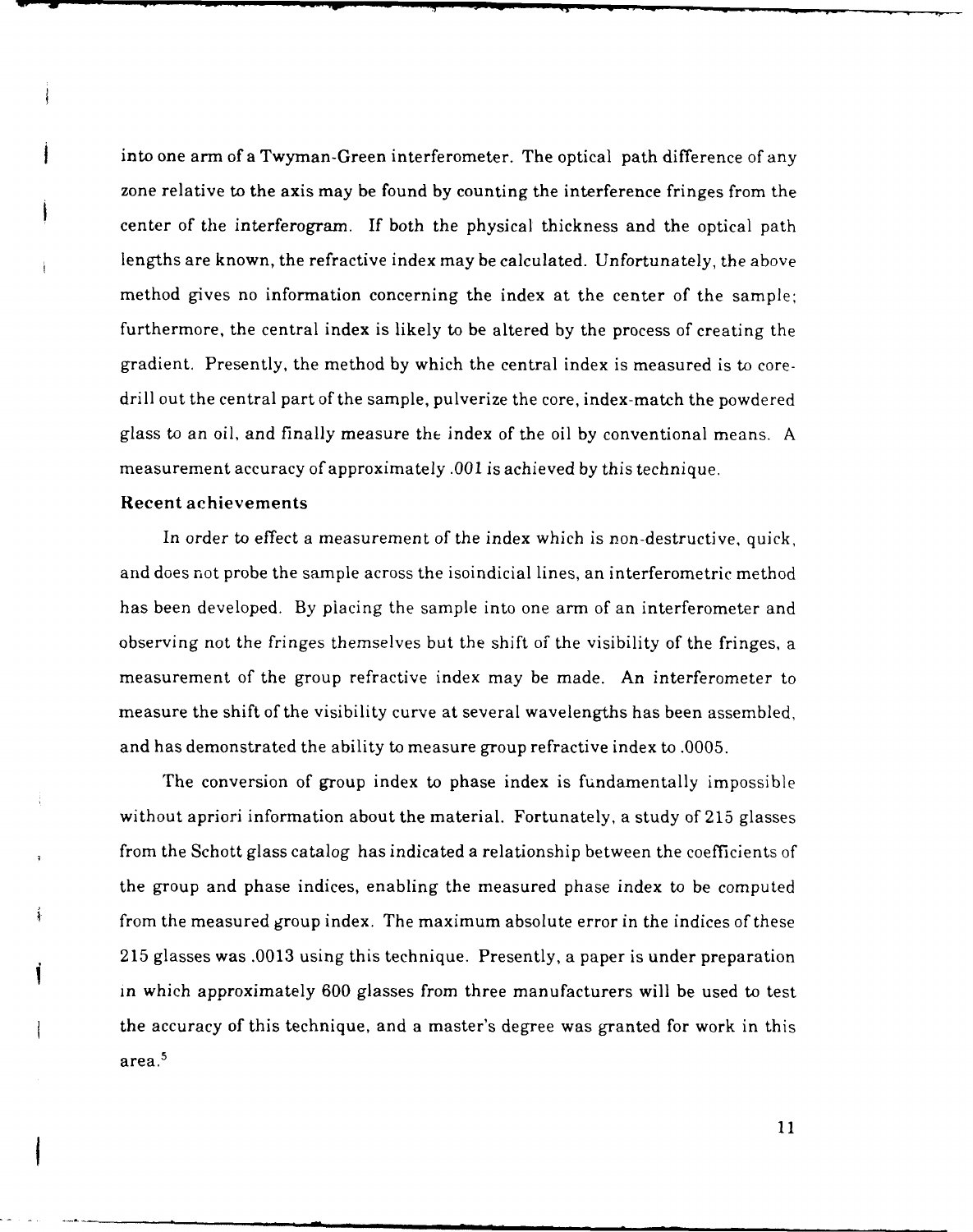into one arm of a Twyman-Green interferometer. The optical path difference of any zone relative to the axis may be found by counting the interference fringes from the center of the interferogram. If both the physical thickness and the optical path lengths are known, the refractive index may be calculated. Unfortunately, the above method gives no information concerning the index at the center of the sample; furthermore, the central index is likely to be altered by the process of creating the gradient. Presently, the method by which the central index is measured is to core-drill out the central part of the sample, pulverize the core, index-match the powdered glass to an oil, and finally measure the index of the oil by conventional means. A measurement accuracy of approximately .001 is achieved by this technique.

**Recent achievements**

In order to effect a measurement of the index which is non-destructive, quick, and does not probe the sample across the isoindicial lines, an interferometric method has been developed. By placing the sample into one arm of an interferometer and observing not the fringes themselves but the shift of the visibility of the fringes, a measurement of the group refractive index may be made. An interferometer to measure the shift of the visibility curve at several wavelengths has been assembled, and has demonstrated the ability to measure group refractive index to .0005.

The conversion of group index to phase index is fundamentally impossible without apriori information about the material. Fortunately, a study of 215 glasses from the Schott glass catalog has indicated a relationship between the coefficients of the group and phase indices, enabling the measured phase index to be computed from the measured group index. The maximum absolute error in the indices of these 215 glasses was .0013 using this technique. Presently, a paper is under preparation in which approximately 600 glasses from three manufacturers will be used to test the accuracy of this technique, and a master's degree was granted for work in this area.[5]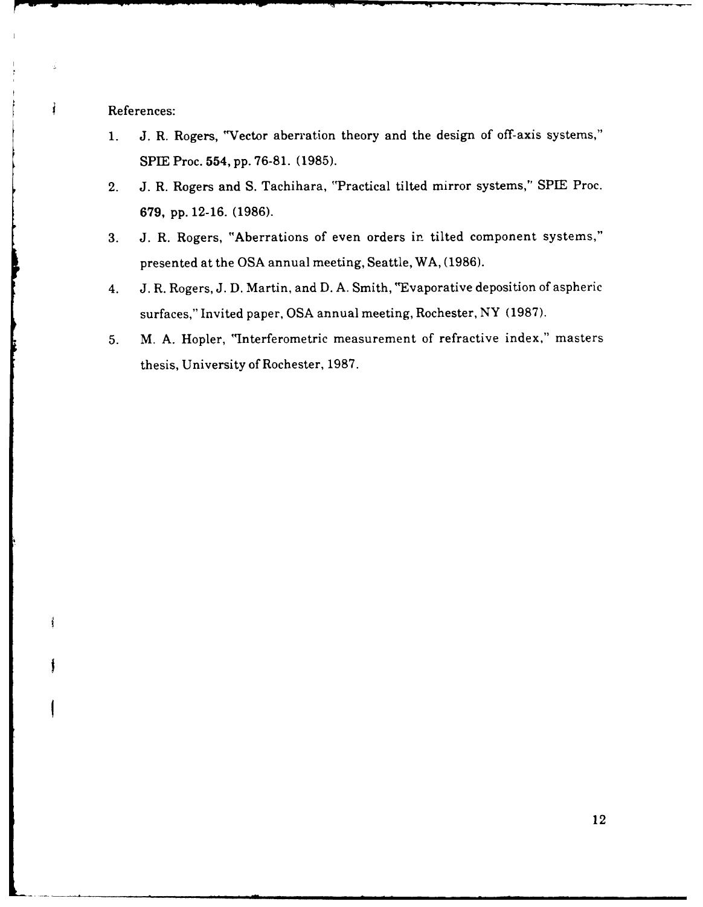References:

1. J. R. Rogers, "Vector aberration theory and the design of off-axis systems," SPIE Proc. **554**, pp. 76-81. (1985).
2. J. R. Rogers and S. Tachihara, "Practical tilted mirror systems," SPIE Proc. **679**, pp. 12-16. (1986).
3. J. R. Rogers, "Aberrations of even orders in tilted component systems," presented at the OSA annual meeting, Seattle, WA, (1986).
4. J. R. Rogers, J. D. Martin, and D. A. Smith, "Evaporative deposition of aspheric surfaces," Invited paper, OSA annual meeting, Rochester, NY (1987).
5. M. A. Hopler, "Interferometric measurement of refractive index," masters thesis, University of Rochester, 1987.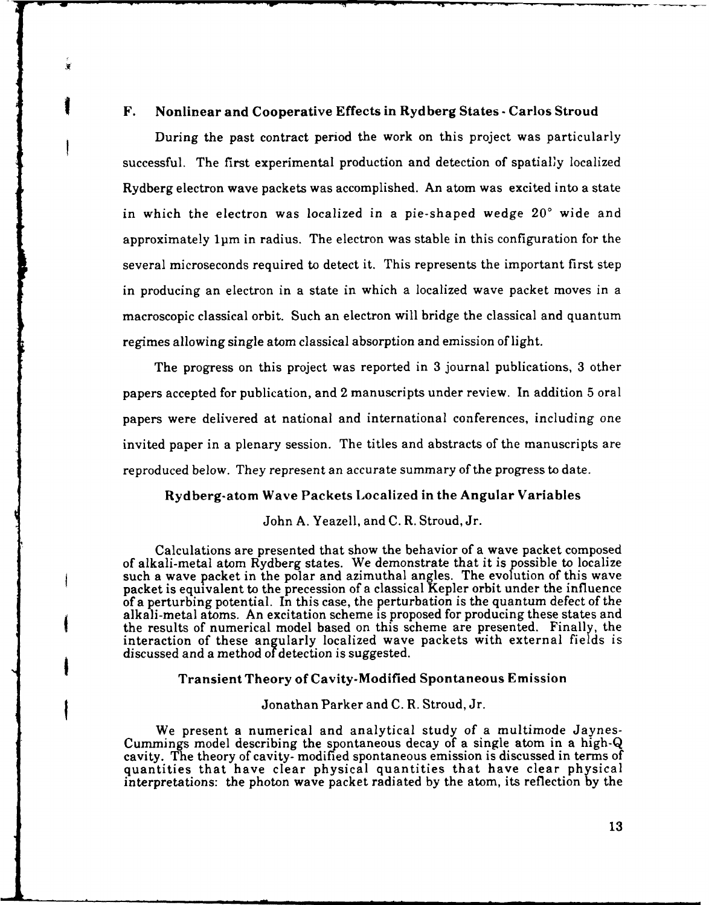## F. Nonlinear and Cooperative Effects in Rydberg States - Carlos Stroud

During the past contract period the work on this project was particularly successful. The first experimental production and detection of spatially localized Rydberg electron wave packets was accomplished. An atom was excited into a state in which the electron was localized in a pie-shaped wedge 20° wide and approximately 1μm in radius. The electron was stable in this configuration for the several microseconds required to detect it. This represents the important first step in producing an electron in a state in which a localized wave packet moves in a macroscopic classical orbit. Such an electron will bridge the classical and quantum regimes allowing single atom classical absorption and emission of light.

The progress on this project was reported in 3 journal publications, 3 other papers accepted for publication, and 2 manuscripts under review. In addition 5 oral papers were delivered at national and international conferences, including one invited paper in a plenary session. The titles and abstracts of the manuscripts are reproduced below. They represent an accurate summary of the progress to date.

### Rydberg-atom Wave Packets Localized in the Angular Variables

John A. Yeazell, and C. R. Stroud, Jr.

Calculations are presented that show the behavior of a wave packet composed of alkali-metal atom Rydberg states. We demonstrate that it is possible to localize such a wave packet in the polar and azimuthal angles. The evolution of this wave packet is equivalent to the precession of a classical Kepler orbit under the influence of a perturbing potential. In this case, the perturbation is the quantum defect of the alkali-metal atoms. An excitation scheme is proposed for producing these states and the results of numerical model based on this scheme are presented. Finally, the interaction of these angularly localized wave packets with external fields is discussed and a method of detection is suggested.

### Transient Theory of Cavity-Modified Spontaneous Emission

Jonathan Parker and C. R. Stroud, Jr.

We present a numerical and analytical study of a multimode Jaynes-Cummings model describing the spontaneous decay of a single atom in a high-Q cavity. The theory of cavity- modified spontaneous emission is discussed in terms of quantities that have clear physical quantities that have clear physical interpretations: the photon wave packet radiated by the atom, its reflection by the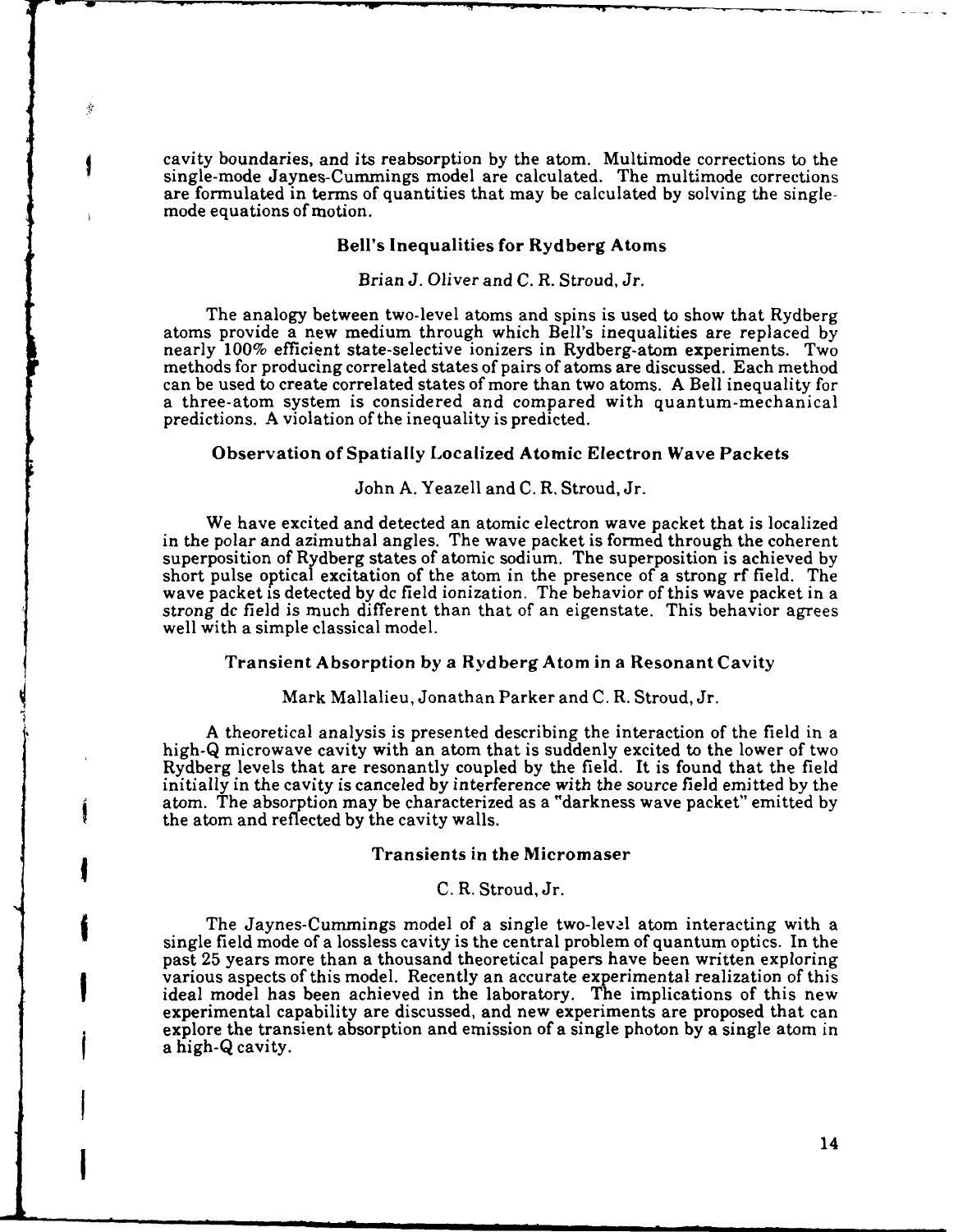cavity boundaries, and its reabsorption by the atom. Multimode corrections to the single-mode Jaynes-Cummings model are calculated. The multimode corrections are formulated in terms of quantities that may be calculated by solving the single-mode equations of motion.

### Bell's Inequalities for Rydberg Atoms

Brian J. Oliver and C. R. Stroud, Jr.

The analogy between two-level atoms and spins is used to show that Rydberg atoms provide a new medium through which Bell's inequalities are replaced by nearly 100% efficient state-selective ionizers in Rydberg-atom experiments. Two methods for producing correlated states of pairs of atoms are discussed. Each method can be used to create correlated states of more than two atoms. A Bell inequality for a three-atom system is considered and compared with quantum-mechanical predictions. A violation of the inequality is predicted.

### Observation of Spatially Localized Atomic Electron Wave Packets

John A. Yeazell and C. R. Stroud, Jr.

We have excited and detected an atomic electron wave packet that is localized in the polar and azimuthal angles. The wave packet is formed through the coherent superposition of Rydberg states of atomic sodium. The superposition is achieved by short pulse optical excitation of the atom in the presence of a strong rf field. The wave packet is detected by dc field ionization. The behavior of this wave packet in a strong dc field is much different than that of an eigenstate. This behavior agrees well with a simple classical model.

### Transient Absorption by a Rydberg Atom in a Resonant Cavity

Mark Mallalieu, Jonathan Parker and C. R. Stroud, Jr.

A theoretical analysis is presented describing the interaction of the field in a high-Q microwave cavity with an atom that is suddenly excited to the lower of two Rydberg levels that are resonantly coupled by the field. It is found that the field initially in the cavity is canceled by interference with the source field emitted by the atom. The absorption may be characterized as a "darkness wave packet" emitted by the atom and reflected by the cavity walls.

### Transients in the Micromaser

C. R. Stroud, Jr.

The Jaynes-Cummings model of a single two-level atom interacting with a single field mode of a lossless cavity is the central problem of quantum optics. In the past 25 years more than a thousand theoretical papers have been written exploring various aspects of this model. Recently an accurate experimental realization of this ideal model has been achieved in the laboratory. The implications of this new experimental capability are discussed, and new experiments are proposed that can explore the transient absorption and emission of a single photon by a single atom in a high-Q cavity.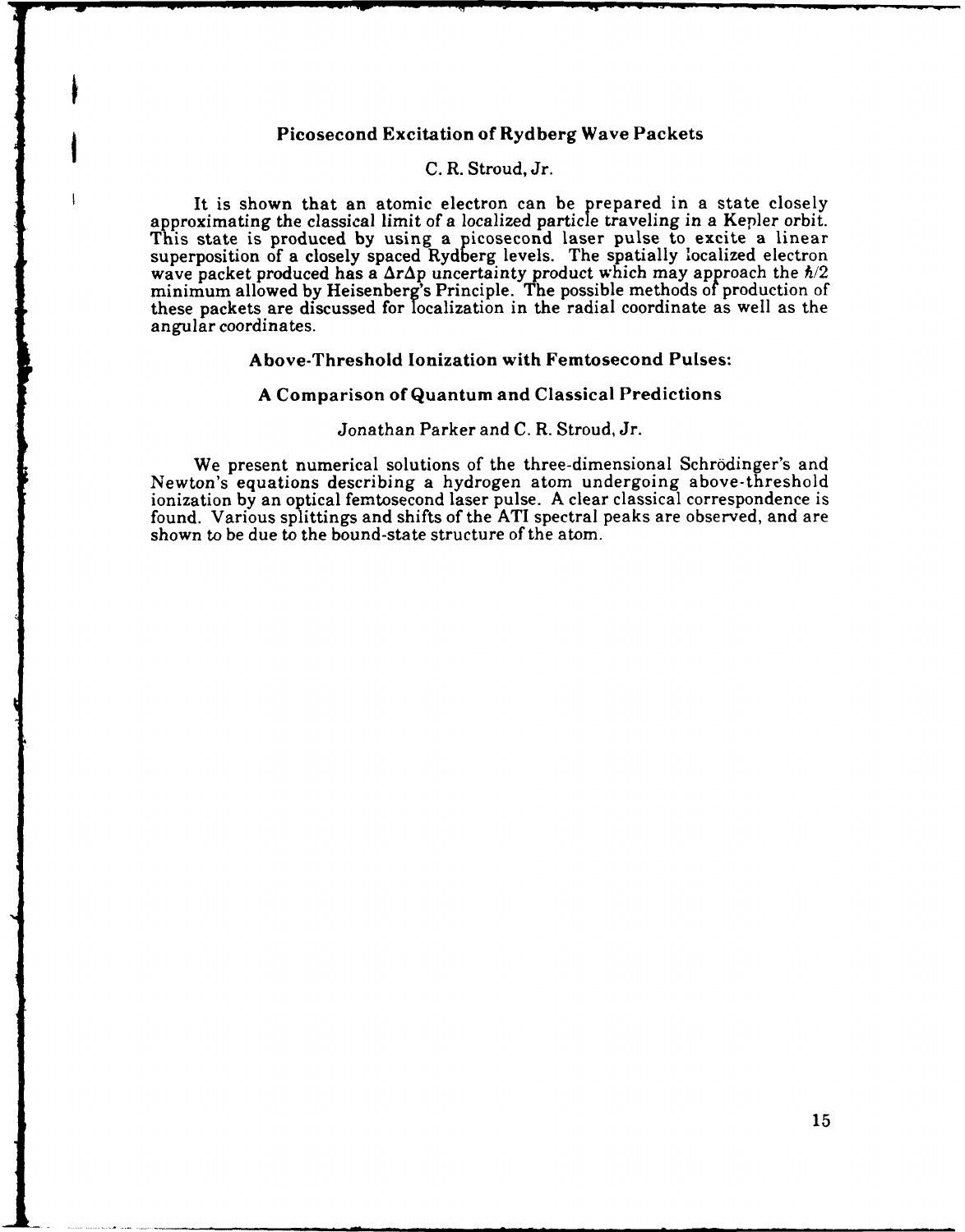## Picosecond Excitation of Rydberg Wave Packets

C. R. Stroud, Jr.

It is shown that an atomic electron can be prepared in a state closely approximating the classical limit of a localized particle traveling in a Kepler orbit. This state is produced by using a picosecond laser pulse to excite a linear superposition of a closely spaced Rydberg levels. The spatially localized electron wave packet produced has a $\Delta r \Delta p$ uncertainty product which may approach the $\hbar/2$ minimum allowed by Heisenberg's Principle. The possible methods of production of these packets are discussed for localization in the radial coordinate as well as the angular coordinates.

## Above-Threshold Ionization with Femtosecond Pulses:

## A Comparison of Quantum and Classical Predictions

Jonathan Parker and C. R. Stroud, Jr.

We present numerical solutions of the three-dimensional Schrödinger's and Newton's equations describing a hydrogen atom undergoing above-threshold ionization by an optical femtosecond laser pulse. A clear classical correspondence is found. Various splittings and shifts of the ATI spectral peaks are observed, and are shown to be due to the bound-state structure of the atom.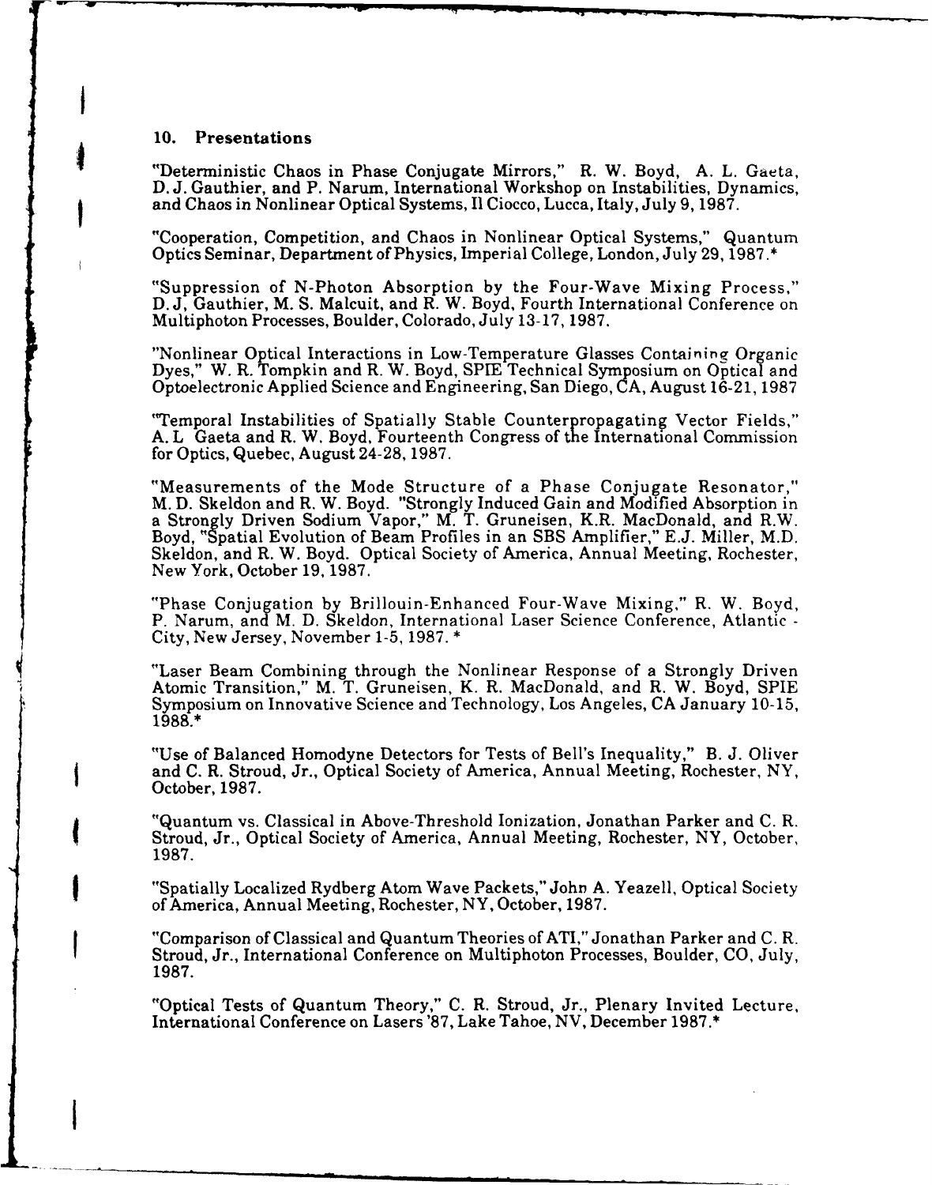## 10. Presentations

"Deterministic Chaos in Phase Conjugate Mirrors," R. W. Boyd, A. L. Gaeta, D. J. Gauthier, and P. Narum, International Workshop on Instabilities, Dynamics, and Chaos in Nonlinear Optical Systems, Il Ciocco, Lucca, Italy, July 9, 1987.

"Cooperation, Competition, and Chaos in Nonlinear Optical Systems," Quantum Optics Seminar, Department of Physics, Imperial College, London, July 29, 1987.*

"Suppression of N-Photon Absorption by the Four-Wave Mixing Process," D. J, Gauthier, M. S. Malcuit, and R. W. Boyd, Fourth International Conference on Multiphoton Processes, Boulder, Colorado, July 13-17, 1987.

"Nonlinear Optical Interactions in Low-Temperature Glasses Containing Organic Dyes," W. R. Tompkin and R. W. Boyd, SPIE Technical Symposium on Optical and Optoelectronic Applied Science and Engineering, San Diego, CA, August 16-21, 1987

"Temporal Instabilities of Spatially Stable Counterpropagating Vector Fields," A. L Gaeta and R. W. Boyd, Fourteenth Congress of the International Commission for Optics, Quebec, August 24-28, 1987.

"Measurements of the Mode Structure of a Phase Conjugate Resonator," M. D. Skeldon and R. W. Boyd. "Strongly Induced Gain and Modified Absorption in a Strongly Driven Sodium Vapor," M. T. Gruneisen, K.R. MacDonald, and R.W. Boyd, "Spatial Evolution of Beam Profiles in an SBS Amplifier," E.J. Miller, M.D. Skeldon, and R. W. Boyd. Optical Society of America, Annual Meeting, Rochester, New York, October 19, 1987.

"Phase Conjugation by Brillouin-Enhanced Four-Wave Mixing," R. W. Boyd, P. Narum, and M. D. Skeldon, International Laser Science Conference, Atlantic - City, New Jersey, November 1-5, 1987. *

"Laser Beam Combining through the Nonlinear Response of a Strongly Driven Atomic Transition," M. T. Gruneisen, K. R. MacDonald, and R. W. Boyd, SPIE Symposium on Innovative Science and Technology, Los Angeles, CA January 10-15, 1988.*

"Use of Balanced Homodyne Detectors for Tests of Bell's Inequality," B. J. Oliver and C. R. Stroud, Jr., Optical Society of America, Annual Meeting, Rochester, NY, October, 1987.

"Quantum vs. Classical in Above-Threshold Ionization, Jonathan Parker and C. R. Stroud, Jr., Optical Society of America, Annual Meeting, Rochester, NY, October, 1987.

"Spatially Localized Rydberg Atom Wave Packets," John A. Yeazell, Optical Society of America, Annual Meeting, Rochester, NY, October, 1987.

"Comparison of Classical and Quantum Theories of ATI," Jonathan Parker and C. R. Stroud, Jr., International Conference on Multiphoton Processes, Boulder, CO, July, 1987.

"Optical Tests of Quantum Theory," C. R. Stroud, Jr., Plenary Invited Lecture, International Conference on Lasers '87, Lake Tahoe, NV, December 1987.*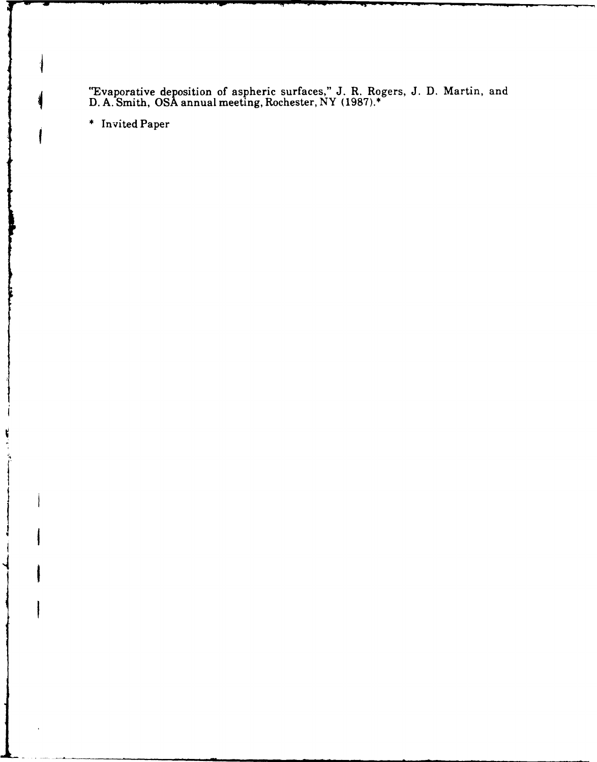"Evaporative deposition of aspheric surfaces," J. R. Rogers, J. D. Martin, and D. A. Smith, OSA annual meeting, Rochester, NY (1987).*

* Invited Paper